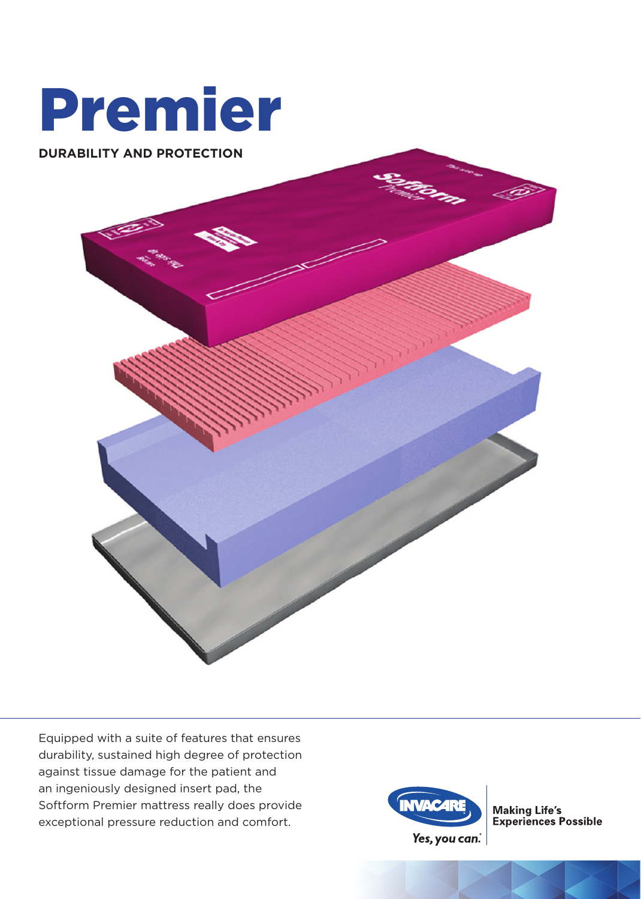# Premier

**DURABILITY AND PROTECTION**

Equipped with a suite of features that ensures durability, sustained high degree of protection against tissue damage for the patient and an ingeniously designed insert pad, the Softform Premier mattress really does provide exceptional pressure reduction and comfort.

INVACARE

*Yes, you can.*

**Making Life's Experiences Possible**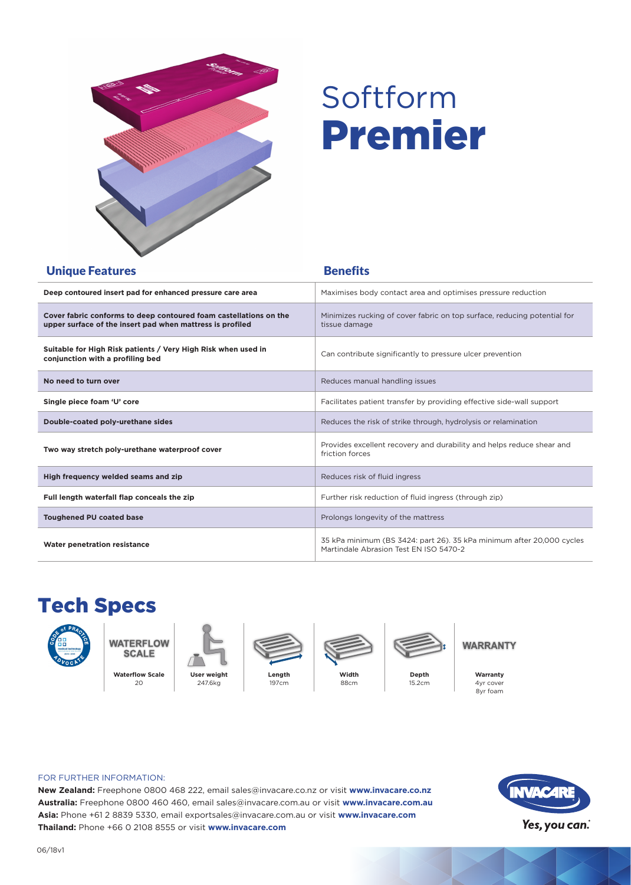# Softform **Premier**

| Unique Features | Benefits |
|---|---|
| **Deep contoured insert pad for enhanced pressure care area** | Maximises body contact area and optimises pressure reduction |
| **Cover fabric conforms to deep contoured foam castellations on the upper surface of the insert pad when mattress is profiled** | Minimizes rucking of cover fabric on top surface, reducing potential for tissue damage |
| **Suitable for High Risk patients / Very High Risk when used in conjunction with a profiling bed** | Can contribute significantly to pressure ulcer prevention |
| **No need to turn over** | Reduces manual handling issues |
| **Single piece foam 'U' core** | Facilitates patient transfer by providing effective side-wall support |
| **Double-coated poly-urethane sides** | Reduces the risk of strike through, hydrolysis or relamination |
| **Two way stretch poly-urethane waterproof cover** | Provides excellent recovery and durability and helps reduce shear and friction forces |
| **High frequency welded seams and zip** | Reduces risk of fluid ingress |
| **Full length waterfall flap conceals the zip** | Further risk reduction of fluid ingress (through zip) |
| **Toughened PU coated base** | Prolongs longevity of the mattress |
| **Water penetration resistance** | 35 kPa minimum (BS 3424: part 26). 35 kPa minimum after 20,000 cycles Martindale Abrasion Test EN ISO 5470-2 |

# Tech Specs

| Waterflow Scale | User weight | Length | Width | Depth | Warranty |
|---|---|---|---|---|---|
| 20 | 247.6kg | 197cm | 88cm | 15.2cm | 4yr cover 8yr foam |

FOR FURTHER INFORMATION:

**New Zealand:** Freephone 0800 468 222, email sales@invacare.co.nz or visit **www.invacare.co.nz**
**Australia:** Freephone 0800 460 460, email sales@invacare.com.au or visit **www.invacare.com.au**
**Asia:** Phone +61 2 8839 5330, email exportsales@invacare.com.au or visit **www.invacare.com**
**Thailand:** Phone +66 0 2108 8555 or visit **www.invacare.com**

INVACARE *Yes, you can.*

06/18v1